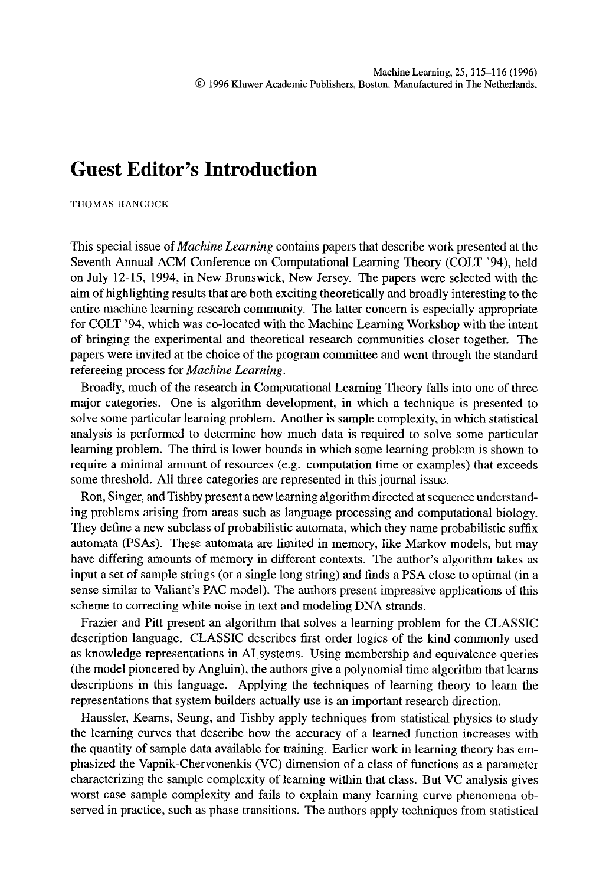# Guest Editor's Introduction

THOMAS HANCOCK

This special issue of *Machine Learning* contains papers that describe work presented at the Seventh Annual ACM Conference on Computational Learning Theory (COLT '94), held on July 12-15, 1994, in New Brunswick, New Jersey. The papers were selected with the aim of highlighting results that are both exciting theoretically and broadly interesting to the entire machine learning research community. The latter concern is especially appropriate for COLT '94, which was co-located with the Machine Learning Workshop with the intent of bringing the experimental and theoretical research communities closer together. The papers were invited at the choice of the program committee and went through the standard refereeing process for *Machine Learning*.

Broadly, much of the research in Computational Learning Theory falls into one of three major categories. One is algorithm development, in which a technique is presented to solve some particular learning problem. Another is sample complexity, in which statistical analysis is performed to determine how much data is required to solve some particular learning problem. The third is lower bounds in which some learning problem is shown to require a minimal amount of resources (e.g. computation time or examples) that exceeds some threshold. All three categories are represented in this journal issue.

Ron, Singer, and Tishby present a new learning algorithm directed at sequence understanding problems arising from areas such as language processing and computational biology. They define a new subclass of probabilistic automata, which they name probabilistic suffix automata (PSAs). These automata are limited in memory, like Markov models, but may have differing amounts of memory in different contexts. The author's algorithm takes as input a set of sample strings (or a single long string) and finds a PSA close to optimal (in a sense similar to Valiant's PAC model). The authors present impressive applications of this scheme to correcting white noise in text and modeling DNA strands.

Frazier and Pitt present an algorithm that solves a learning problem for the CLASSIC description language. CLASSIC describes first order logics of the kind commonly used as knowledge representations in AI systems. Using membership and equivalence queries (the model pioneered by Angluin), the authors give a polynomial time algorithm that learns descriptions in this language. Applying the techniques of learning theory to learn the representations that system builders actually use is an important research direction.

Haussler, Kearns, Seung, and Tishby apply techniques from statistical physics to study the learning curves that describe how the accuracy of a learned function increases with the quantity of sample data available for training. Earlier work in learning theory has emphasized the Vapnik-Chervonenkis (VC) dimension of a class of functions as a parameter characterizing the sample complexity of learning within that class. But VC analysis gives worst case sample complexity and fails to explain many learning curve phenomena observed in practice, such as phase transitions. The authors apply techniques from statistical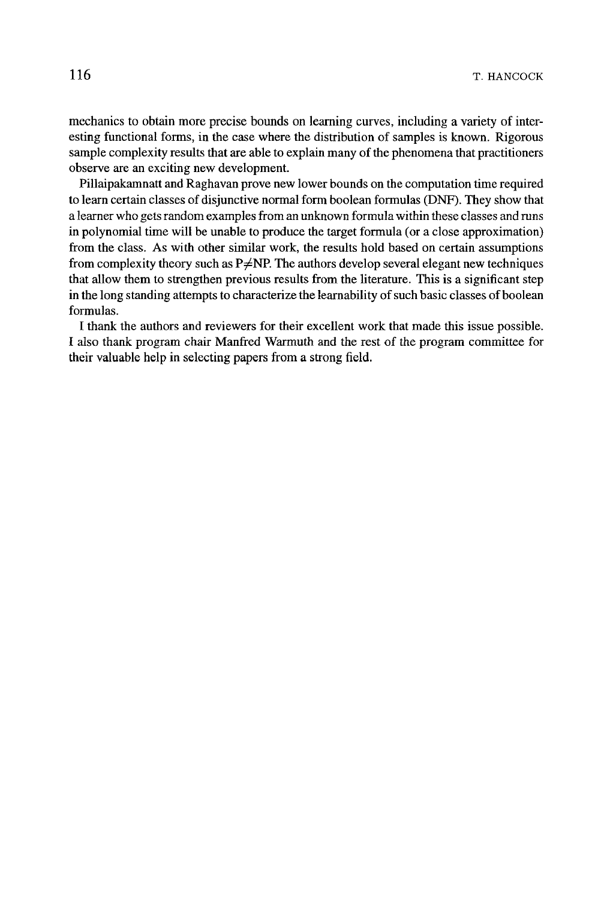mechanics to obtain more precise bounds on learning curves, including a variety of interesting functional forms, in the case where the distribution of samples is known. Rigorous sample complexity results that are able to explain many of the phenomena that practitioners observe are an exciting new development.

Pillaipakamnatt and Raghavan prove new lower bounds on the computation time required to learn certain classes of disjunctive normal form boolean formulas (DNF). They show that a learner who gets random examples from an unknown formula within these classes and runs in polynomial time will be unable to produce the target formula (or a close approximation) from the class. As with other similar work, the results hold based on certain assumptions from complexity theory such as P$\neq$NP. The authors develop several elegant new techniques that allow them to strengthen previous results from the literature. This is a significant step in the long standing attempts to characterize the learnability of such basic classes of boolean formulas.

I thank the authors and reviewers for their excellent work that made this issue possible. I also thank program chair Manfred Warmuth and the rest of the program committee for their valuable help in selecting papers from a strong field.